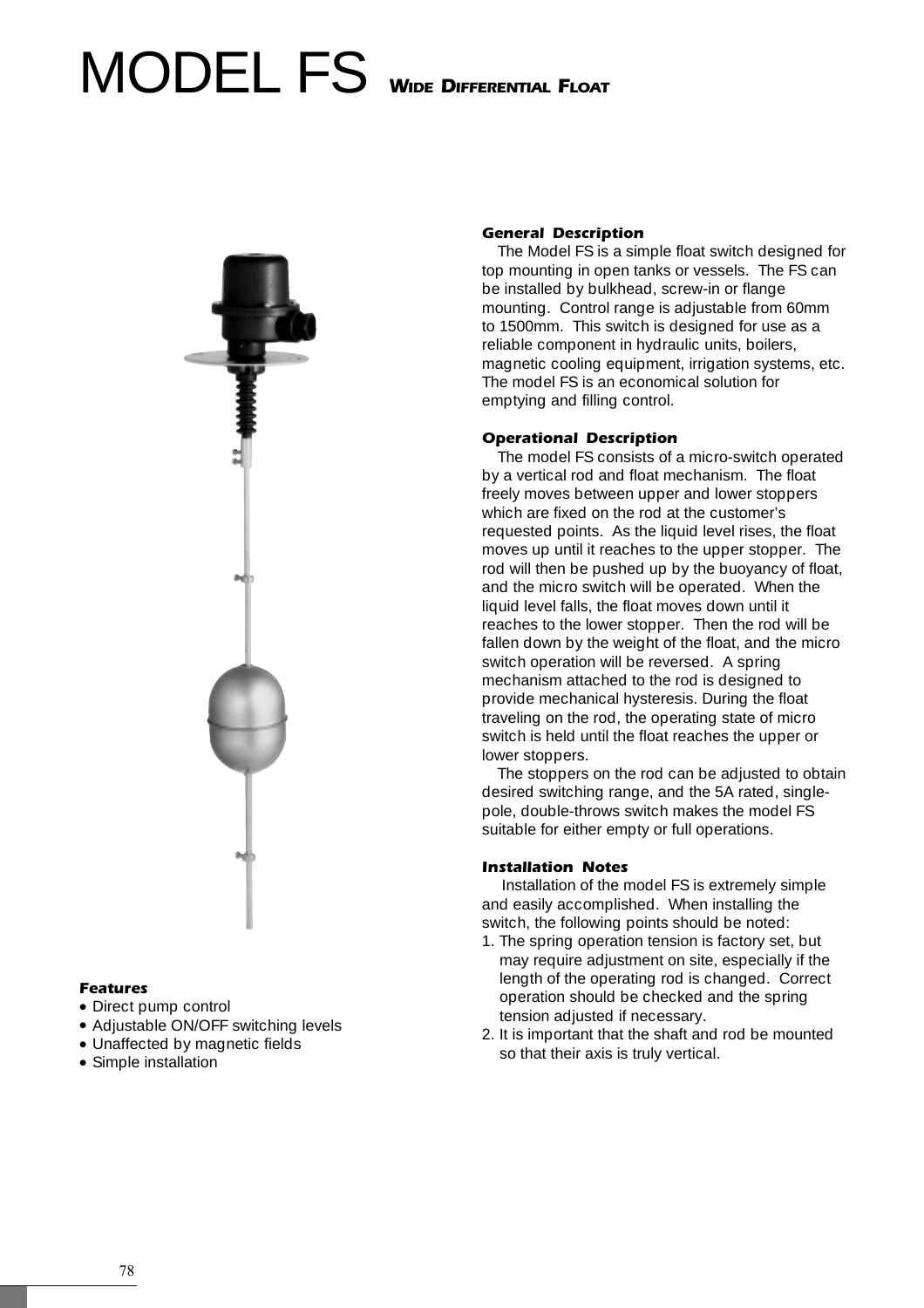# MODEL FS Wide Differential Float

## General Description

The Model FS is a simple float switch designed for top mounting in open tanks or vessels. The FS can be installed by bulkhead, screw-in or flange mounting. Control range is adjustable from 60mm to 1500mm. This switch is designed for use as a reliable component in hydraulic units, boilers, magnetic cooling equipment, irrigation systems, etc. The model FS is an economical solution for emptying and filling control.

## Operational Description

The model FS consists of a micro-switch operated by a vertical rod and float mechanism. The float freely moves between upper and lower stoppers which are fixed on the rod at the customer's requested points. As the liquid level rises, the float moves up until it reaches to the upper stopper. The rod will then be pushed up by the buoyancy of float, and the micro switch will be operated. When the liquid level falls, the float moves down until it reaches to the lower stopper. Then the rod will be fallen down by the weight of the float, and the micro switch operation will be reversed. A spring mechanism attached to the rod is designed to provide mechanical hysteresis. During the float traveling on the rod, the operating state of micro switch is held until the float reaches the upper or lower stoppers.

The stoppers on the rod can be adjusted to obtain desired switching range, and the 5A rated, single-pole, double-throws switch makes the model FS suitable for either empty or full operations.

## Installation Notes

Installation of the model FS is extremely simple and easily accomplished. When installing the switch, the following points should be noted:

1. The spring operation tension is factory set, but may require adjustment on site, especially if the length of the operating rod is changed. Correct operation should be checked and the spring tension adjusted if necessary.
2. It is important that the shaft and rod be mounted so that their axis is truly vertical.

## Features

- Direct pump control
- Adjustable ON/OFF switching levels
- Unaffected by magnetic fields
- Simple installation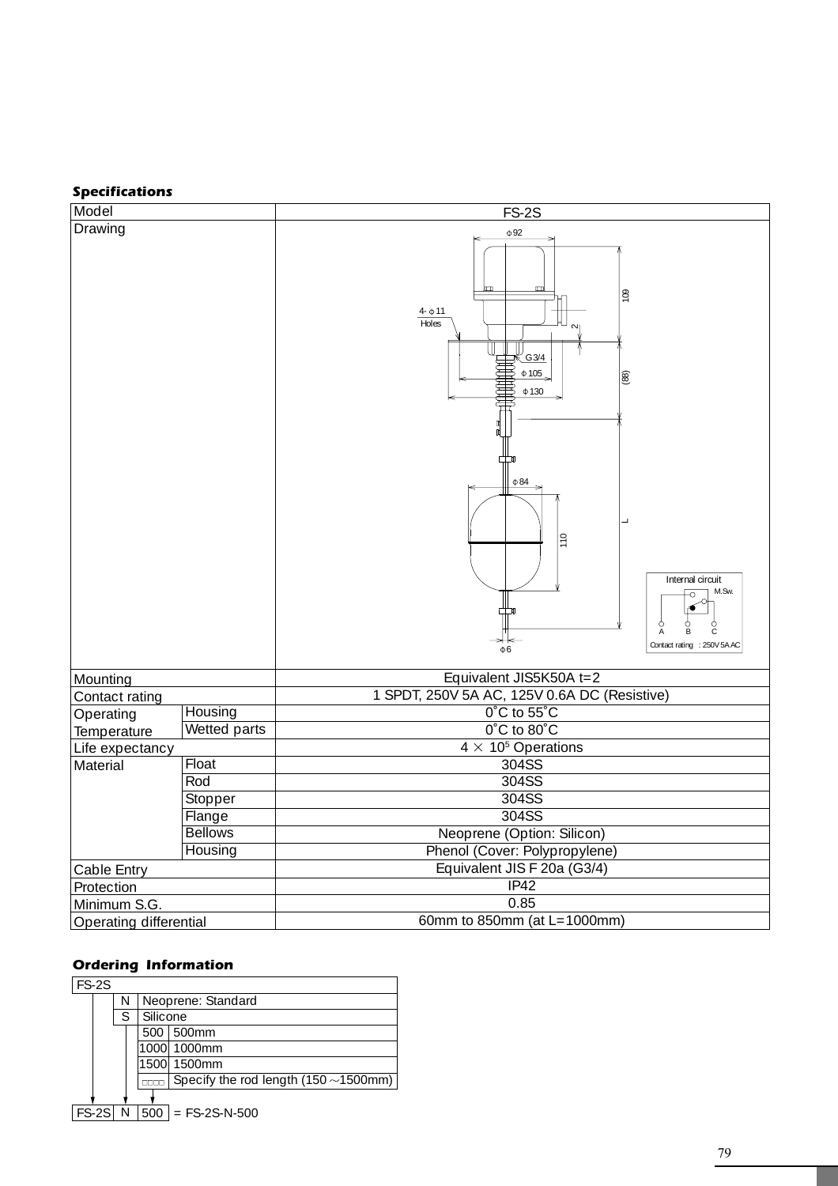### *Specifications*

| Model | | FS-2S |
|---|---|---|
| Drawing | | φ92<br>109<br>4-φ11 Holes<br>2<br>G3/4<br>φ105<br>φ130<br>(88)<br>φ84<br>110<br>L<br>φ6<br>Internal circuit<br>M.Sw.<br>A B C<br>Contact rating : 250V 5A AC |
| Mounting | | Equivalent JIS5K50A t=2 |
| Contact rating | | 1 SPDT, 250V 5A AC, 125V 0.6A DC (Resistive) |
| Operating Temperature | Housing | 0˚C to 55˚C |
| | Wetted parts | 0˚C to 80˚C |
| Life expectancy | | $4 \times 10^5$ Operations |
| Material | Float | 304SS |
| | Rod | 304SS |
| | Stopper | 304SS |
| | Flange | 304SS |
| | Bellows | Neoprene (Option: Silicon) |
| | Housing | Phenol (Cover: Polypropylene) |
| Cable Entry | | Equivalent JIS F 20a (G3/4) |
| Protection | | IP42 |
| Minimum S.G. | | 0.85 |
| Operating differential | | 60mm to 850mm (at L=1000mm) |

### *Ordering Information*

| FS-2S | | | |
|---|---|---|---|
| | N | Neoprene: Standard | |
| | S | Silicone | |
| | | 500 | 500mm |
| | | 1000 | 1000mm |
| | | 1500 | 1500mm |
| | | □□□□ | Specify the rod length (150～1500mm) |

FS-2S N 500 = FS-2S-N-500